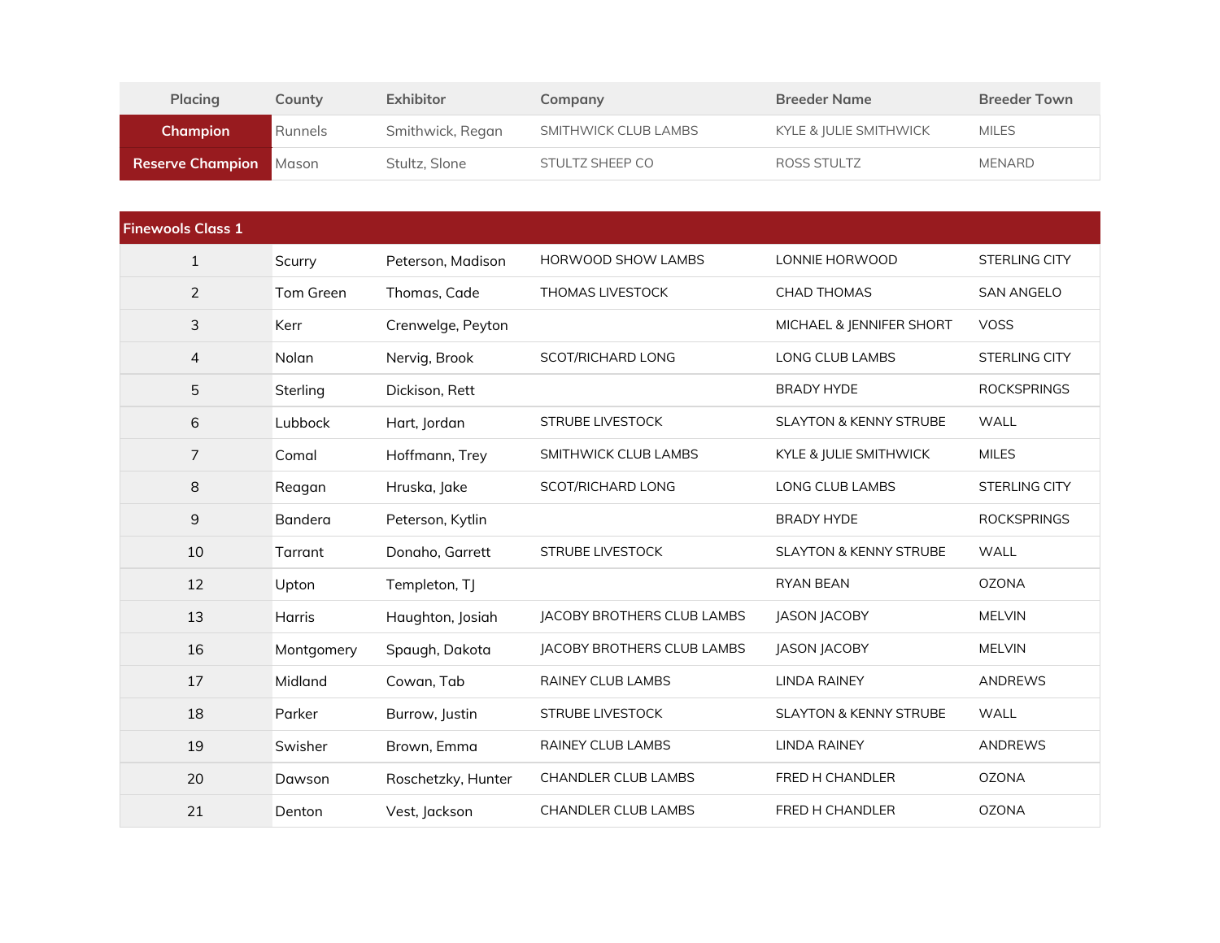| Placing | County | Exhibitor | Company | Breeder Name | Breeder Town |
|---|---|---|---|---|---|
| **Champion** | Runnels | Smithwick, Regan | SMITHWICK CLUB LAMBS | KYLE & JULIE SMITHWICK | MILES |
| **Reserve Champion** | Mason | Stultz, Slone | STULTZ SHEEP CO | ROSS STULTZ | MENARD |

| Finewools Class 1 | | | | | |
|---|---|---|---|---|---|
| 1 | Scurry | Peterson, Madison | HORWOOD SHOW LAMBS | LONNIE HORWOOD | STERLING CITY |
| 2 | Tom Green | Thomas, Cade | THOMAS LIVESTOCK | CHAD THOMAS | SAN ANGELO |
| 3 | Kerr | Crenwelge, Peyton | | MICHAEL & JENNIFER SHORT | VOSS |
| 4 | Nolan | Nervig, Brook | SCOT/RICHARD LONG | LONG CLUB LAMBS | STERLING CITY |
| 5 | Sterling | Dickison, Rett | | BRADY HYDE | ROCKSPRINGS |
| 6 | Lubbock | Hart, Jordan | STRUBE LIVESTOCK | SLAYTON & KENNY STRUBE | WALL |
| 7 | Comal | Hoffmann, Trey | SMITHWICK CLUB LAMBS | KYLE & JULIE SMITHWICK | MILES |
| 8 | Reagan | Hruska, Jake | SCOT/RICHARD LONG | LONG CLUB LAMBS | STERLING CITY |
| 9 | Bandera | Peterson, Kytlin | | BRADY HYDE | ROCKSPRINGS |
| 10 | Tarrant | Donaho, Garrett | STRUBE LIVESTOCK | SLAYTON & KENNY STRUBE | WALL |
| 12 | Upton | Templeton, TJ | | RYAN BEAN | OZONA |
| 13 | Harris | Haughton, Josiah | JACOBY BROTHERS CLUB LAMBS | JASON JACOBY | MELVIN |
| 16 | Montgomery | Spaugh, Dakota | JACOBY BROTHERS CLUB LAMBS | JASON JACOBY | MELVIN |
| 17 | Midland | Cowan, Tab | RAINEY CLUB LAMBS | LINDA RAINEY | ANDREWS |
| 18 | Parker | Burrow, Justin | STRUBE LIVESTOCK | SLAYTON & KENNY STRUBE | WALL |
| 19 | Swisher | Brown, Emma | RAINEY CLUB LAMBS | LINDA RAINEY | ANDREWS |
| 20 | Dawson | Roschetzky, Hunter | CHANDLER CLUB LAMBS | FRED H CHANDLER | OZONA |
| 21 | Denton | Vest, Jackson | CHANDLER CLUB LAMBS | FRED H CHANDLER | OZONA |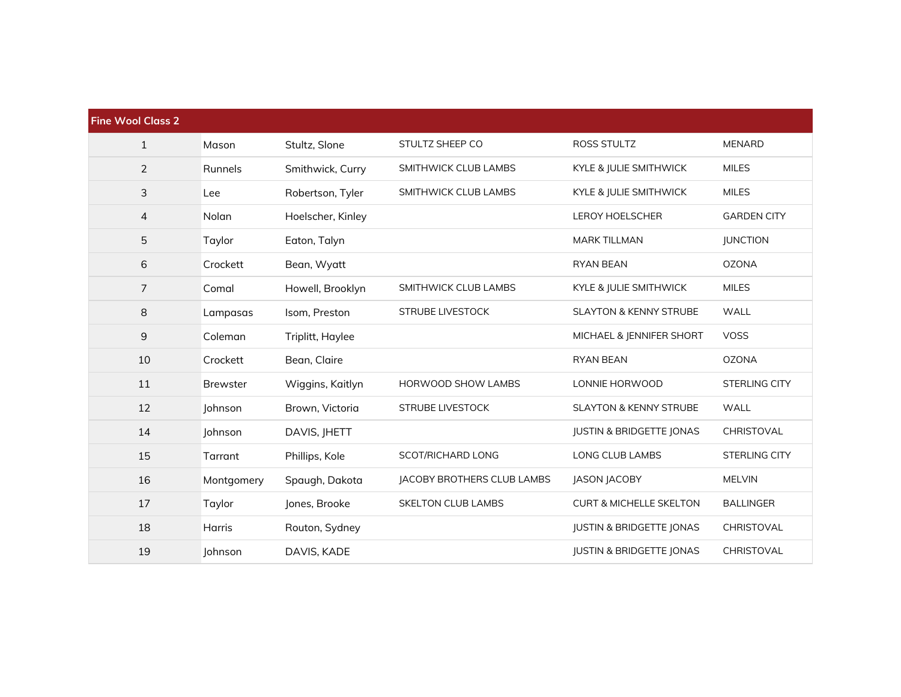| Fine Wool Class 2 | | | | | |
|---|---|---|---|---|---|
| 1 | Mason | Stultz, Slone | STULTZ SHEEP CO | ROSS STULTZ | MENARD |
| 2 | Runnels | Smithwick, Curry | SMITHWICK CLUB LAMBS | KYLE & JULIE SMITHWICK | MILES |
| 3 | Lee | Robertson, Tyler | SMITHWICK CLUB LAMBS | KYLE & JULIE SMITHWICK | MILES |
| 4 | Nolan | Hoelscher, Kinley | | LEROY HOELSCHER | GARDEN CITY |
| 5 | Taylor | Eaton, Talyn | | MARK TILLMAN | JUNCTION |
| 6 | Crockett | Bean, Wyatt | | RYAN BEAN | OZONA |
| 7 | Comal | Howell, Brooklyn | SMITHWICK CLUB LAMBS | KYLE & JULIE SMITHWICK | MILES |
| 8 | Lampasas | Isom, Preston | STRUBE LIVESTOCK | SLAYTON & KENNY STRUBE | WALL |
| 9 | Coleman | Triplitt, Haylee | | MICHAEL & JENNIFER SHORT | VOSS |
| 10 | Crockett | Bean, Claire | | RYAN BEAN | OZONA |
| 11 | Brewster | Wiggins, Kaitlyn | HORWOOD SHOW LAMBS | LONNIE HORWOOD | STERLING CITY |
| 12 | Johnson | Brown, Victoria | STRUBE LIVESTOCK | SLAYTON & KENNY STRUBE | WALL |
| 14 | Johnson | DAVIS, JHETT | | JUSTIN & BRIDGETTE JONAS | CHRISTOVAL |
| 15 | Tarrant | Phillips, Kole | SCOT/RICHARD LONG | LONG CLUB LAMBS | STERLING CITY |
| 16 | Montgomery | Spaugh, Dakota | JACOBY BROTHERS CLUB LAMBS | JASON JACOBY | MELVIN |
| 17 | Taylor | Jones, Brooke | SKELTON CLUB LAMBS | CURT & MICHELLE SKELTON | BALLINGER |
| 18 | Harris | Routon, Sydney | | JUSTIN & BRIDGETTE JONAS | CHRISTOVAL |
| 19 | Johnson | DAVIS, KADE | | JUSTIN & BRIDGETTE JONAS | CHRISTOVAL |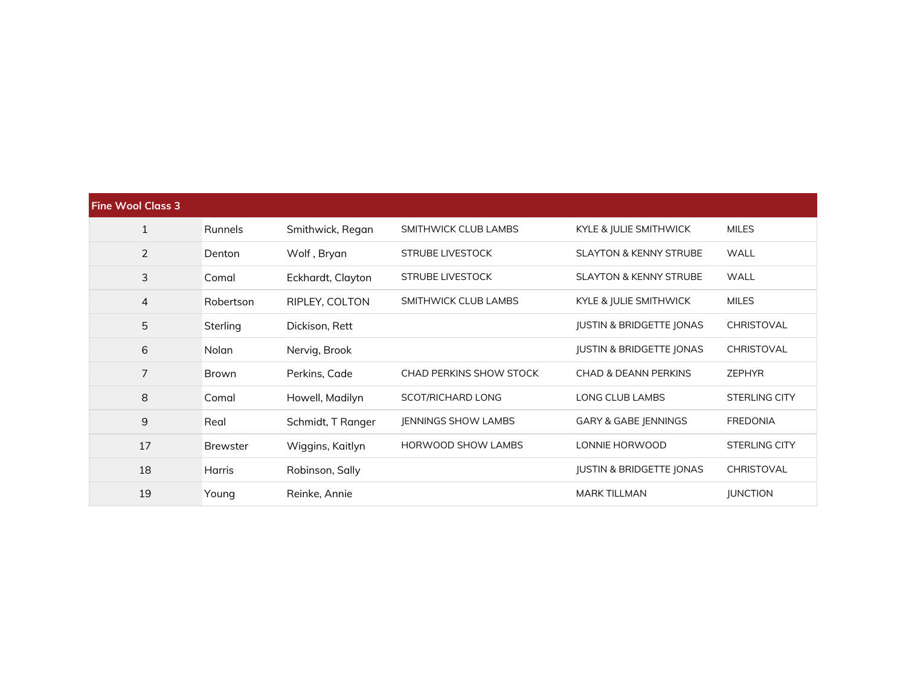| Fine Wool Class 3 | | | | | |
|---|---|---|---|---|---|
| 1 | Runnels | Smithwick, Regan | SMITHWICK CLUB LAMBS | KYLE & JULIE SMITHWICK | MILES |
| 2 | Denton | Wolf , Bryan | STRUBE LIVESTOCK | SLAYTON & KENNY STRUBE | WALL |
| 3 | Comal | Eckhardt, Clayton | STRUBE LIVESTOCK | SLAYTON & KENNY STRUBE | WALL |
| 4 | Robertson | RIPLEY, COLTON | SMITHWICK CLUB LAMBS | KYLE & JULIE SMITHWICK | MILES |
| 5 | Sterling | Dickison, Rett | | JUSTIN & BRIDGETTE JONAS | CHRISTOVAL |
| 6 | Nolan | Nervig, Brook | | JUSTIN & BRIDGETTE JONAS | CHRISTOVAL |
| 7 | Brown | Perkins, Cade | CHAD PERKINS SHOW STOCK | CHAD & DEANN PERKINS | ZEPHYR |
| 8 | Comal | Howell, Madilyn | SCOT/RICHARD LONG | LONG CLUB LAMBS | STERLING CITY |
| 9 | Real | Schmidt, T Ranger | JENNINGS SHOW LAMBS | GARY & GABE JENNINGS | FREDONIA |
| 17 | Brewster | Wiggins, Kaitlyn | HORWOOD SHOW LAMBS | LONNIE HORWOOD | STERLING CITY |
| 18 | Harris | Robinson, Sally | | JUSTIN & BRIDGETTE JONAS | CHRISTOVAL |
| 19 | Young | Reinke, Annie | | MARK TILLMAN | JUNCTION |